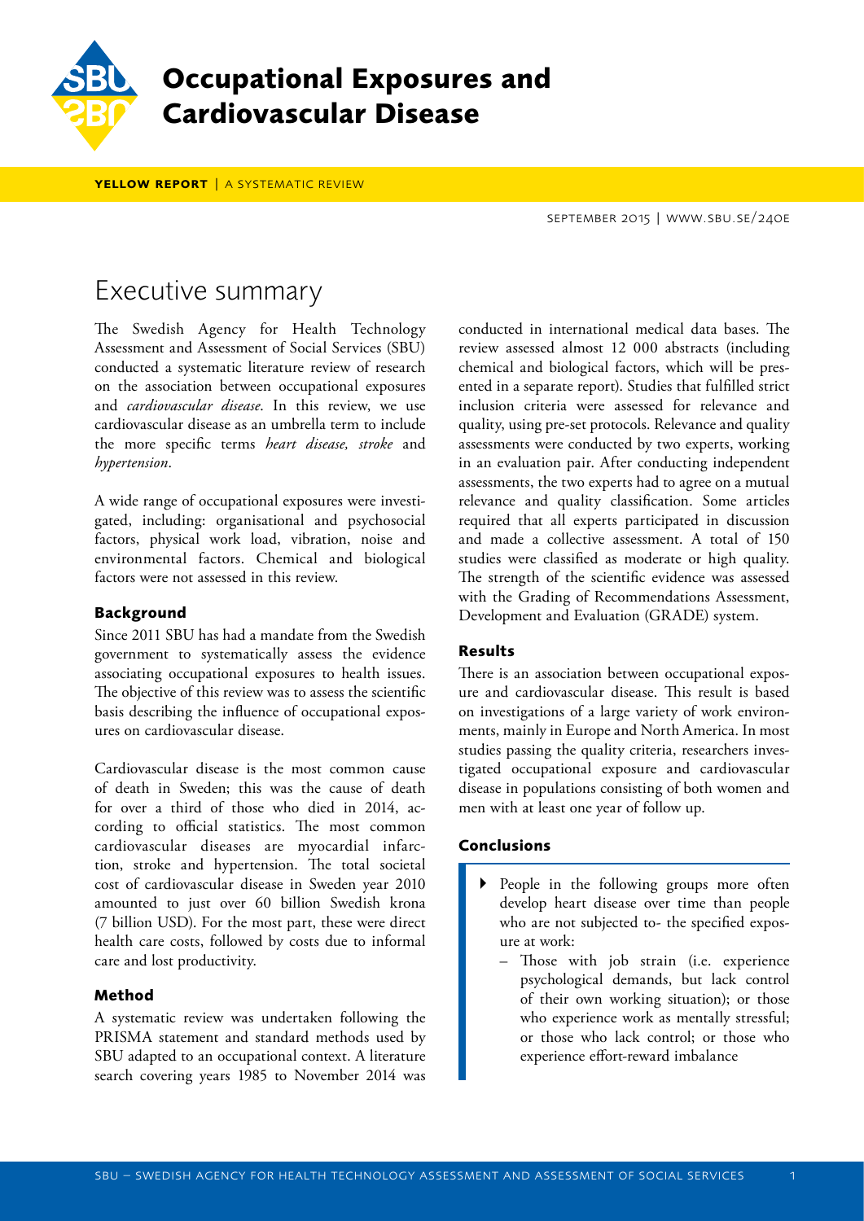# Occupational Exposures and Cardiovascular Disease

**YELLOW REPORT** | A SYSTEMATIC REVIEW

SEPTEMBER 2015 | WWW.SBU.SE/240E

## Executive summary

The Swedish Agency for Health Technology Assessment and Assessment of Social Services (SBU) conducted a systematic literature review of research on the association between occupational exposures and *cardiovascular disease*. In this review, we use cardiovascular disease as an umbrella term to include the more specific terms *heart disease, stroke* and *hypertension*.

A wide range of occupational exposures were investigated, including: organisational and psychosocial factors, physical work load, vibration, noise and environmental factors. Chemical and biological factors were not assessed in this review.

### Background

Since 2011 SBU has had a mandate from the Swedish government to systematically assess the evidence associating occupational exposures to health issues. The objective of this review was to assess the scientific basis describing the influence of occupational exposures on cardiovascular disease.

Cardiovascular disease is the most common cause of death in Sweden; this was the cause of death for over a third of those who died in 2014, according to official statistics. The most common cardiovascular diseases are myocardial infarction, stroke and hypertension. The total societal cost of cardiovascular disease in Sweden year 2010 amounted to just over 60 billion Swedish krona (7 billion USD). For the most part, these were direct health care costs, followed by costs due to informal care and lost productivity.

### Method

A systematic review was undertaken following the PRISMA statement and standard methods used by SBU adapted to an occupational context. A literature search covering years 1985 to November 2014 was conducted in international medical data bases. The review assessed almost 12 000 abstracts (including chemical and biological factors, which will be presented in a separate report). Studies that fulfilled strict inclusion criteria were assessed for relevance and quality, using pre-set protocols. Relevance and quality assessments were conducted by two experts, working in an evaluation pair. After conducting independent assessments, the two experts had to agree on a mutual relevance and quality classification. Some articles required that all experts participated in discussion and made a collective assessment. A total of 150 studies were classified as moderate or high quality. The strength of the scientific evidence was assessed with the Grading of Recommendations Assessment, Development and Evaluation (GRADE) system.

### Results

There is an association between occupational exposure and cardiovascular disease. This result is based on investigations of a large variety of work environments, mainly in Europe and North America. In most studies passing the quality criteria, researchers investigated occupational exposure and cardiovascular disease in populations consisting of both women and men with at least one year of follow up.

### Conclusions

- People in the following groups more often develop heart disease over time than people who are not subjected to- the specified exposure at work:
  - Those with job strain (i.e. experience psychological demands, but lack control of their own working situation); or those who experience work as mentally stressful; or those who lack control; or those who experience effort-reward imbalance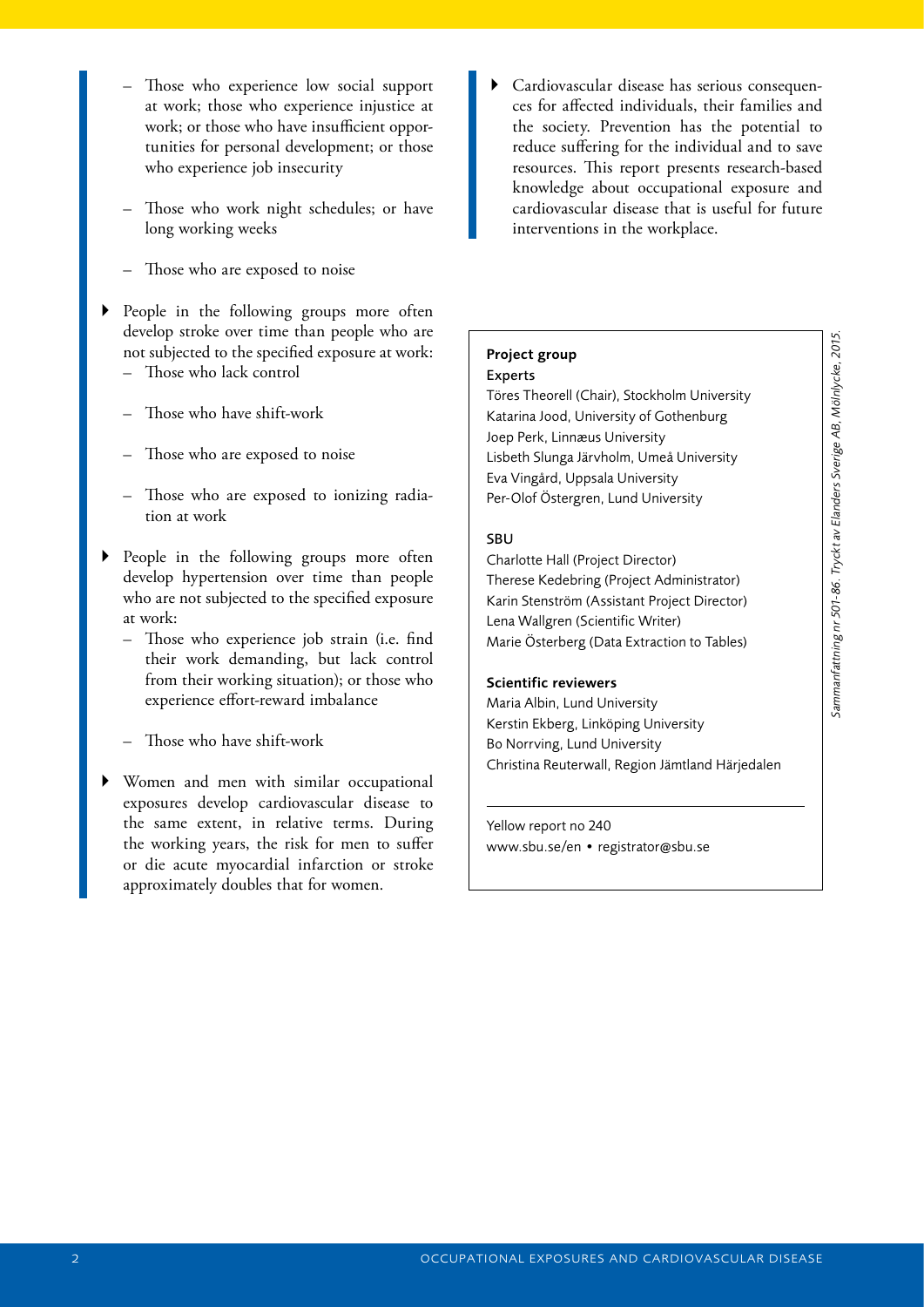- Those who experience low social support at work; those who experience injustice at work; or those who have insufficient opportunities for personal development; or those who experience job insecurity

- Those who work night schedules; or have long working weeks

- Those who are exposed to noise

- People in the following groups more often develop stroke over time than people who are not subjected to the specified exposure at work:
  - Those who lack control
  - Those who have shift-work
  - Those who are exposed to noise
  - Those who are exposed to ionizing radiation at work

- People in the following groups more often develop hypertension over time than people who are not subjected to the specified exposure at work:
  - Those who experience job strain (i.e. find their work demanding, but lack control from their working situation); or those who experience effort-reward imbalance
  - Those who have shift-work

- Women and men with similar occupational exposures develop cardiovascular disease to the same extent, in relative terms. During the working years, the risk for men to suffer or die acute myocardial infarction or stroke approximately doubles that for women.

- Cardiovascular disease has serious consequences for affected individuals, their families and the society. Prevention has the potential to reduce suffering for the individual and to save resources. This report presents research-based knowledge about occupational exposure and cardiovascular disease that is useful for future interventions in the workplace.

**Project group**

**Experts**
Töres Theorell (Chair), Stockholm University
Katarina Jood, University of Gothenburg
Joep Perk, Linnæus University
Lisbeth Slunga Järvholm, Umeå University
Eva Vingård, Uppsala University
Per-Olof Östergren, Lund University

**SBU**
Charlotte Hall (Project Director)
Therese Kedebring (Project Administrator)
Karin Stenström (Assistant Project Director)
Lena Wallgren (Scientific Writer)
Marie Österberg (Data Extraction to Tables)

**Scientific reviewers**
Maria Albin, Lund University
Kerstin Ekberg, Linköping University
Bo Norrving, Lund University
Christina Reuterwall, Region Jämtland Härjedalen

Yellow report no 240
www.sbu.se/en • registrator@sbu.se

*Sammanfattning nr 501-86. Tryckt av Elanders Sverige AB, Mölnlycke, 2015.*